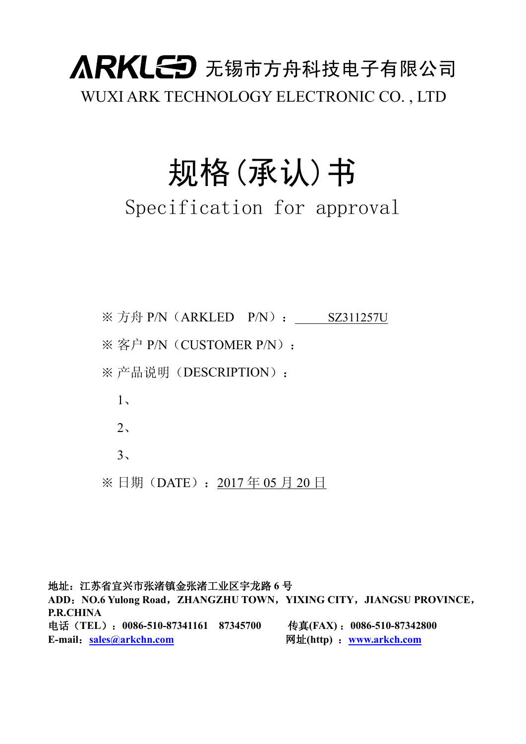# ARKLED 无锡市方舟科技电子有限公司

WUXI ARK TECHNOLOGY ELECTRONIC CO. , LTD

# 规格(承认)书

## Specification for approval

※ 方舟 P/N（ARKLED　P/N）：　　　SZ311257U

※ 客户 P/N（CUSTOMER P/N）：

※ 产品说明（DESCRIPTION）：

1、

2、

3、

※ 日期（DATE）：2017 年 05 月 20 日

**地址：江苏省宜兴市张渚镇金张渚工业区宇龙路 6 号**

**ADD：NO.6 Yulong Road，ZHANGZHU TOWN，YIXING CITY，JIANGSU PROVINCE，P.R.CHINA**

**电话（TEL）：0086-510-87341161　87345700　　传真(FAX)：0086-510-87342800**

**E-mail：sales@arkchn.com　　网址(http) ：www.arkch.com**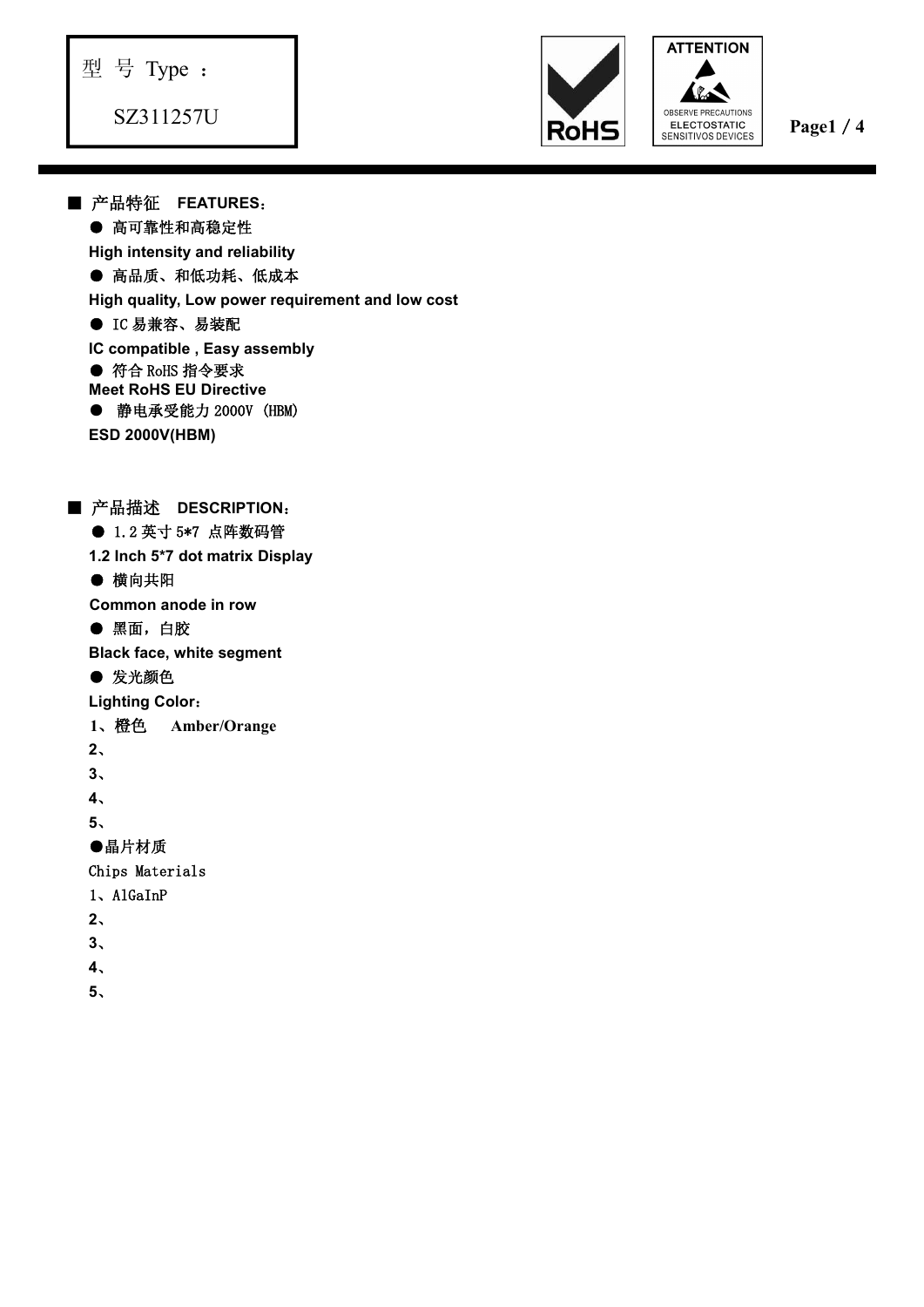型 号 Type ：

SZ311257U

## ■ 产品特征　FEATURES：

- ● 高可靠性和高稳定性
  **High intensity and reliability**
- ● 高品质、和低功耗、低成本
  **High quality, Low power requirement and low cost**
- ● IC 易兼容、易装配
  **IC compatible , Easy assembly**
- ● 符合 RoHS 指令要求
  **Meet RoHS EU Directive**
- ● 静电承受能力 2000V (HBM)
  **ESD 2000V(HBM)**

## ■ 产品描述　DESCRIPTION：

- ● 1.2 英寸 5*7 点阵数码管
  **1.2 Inch 5*7 dot matrix Display**
- ● 横向共阳
  **Common anode in row**
- ● 黑面，白胶
  **Black face, white segment**
- ● 发光颜色
  **Lighting Color：**

**1、橙色　Amber/Orange**

**2、**

**3、**

**4、**

**5、**

●晶片材质

Chips Materials

1、AlGaInP

**2、**

**3、**

**4、**

**5、**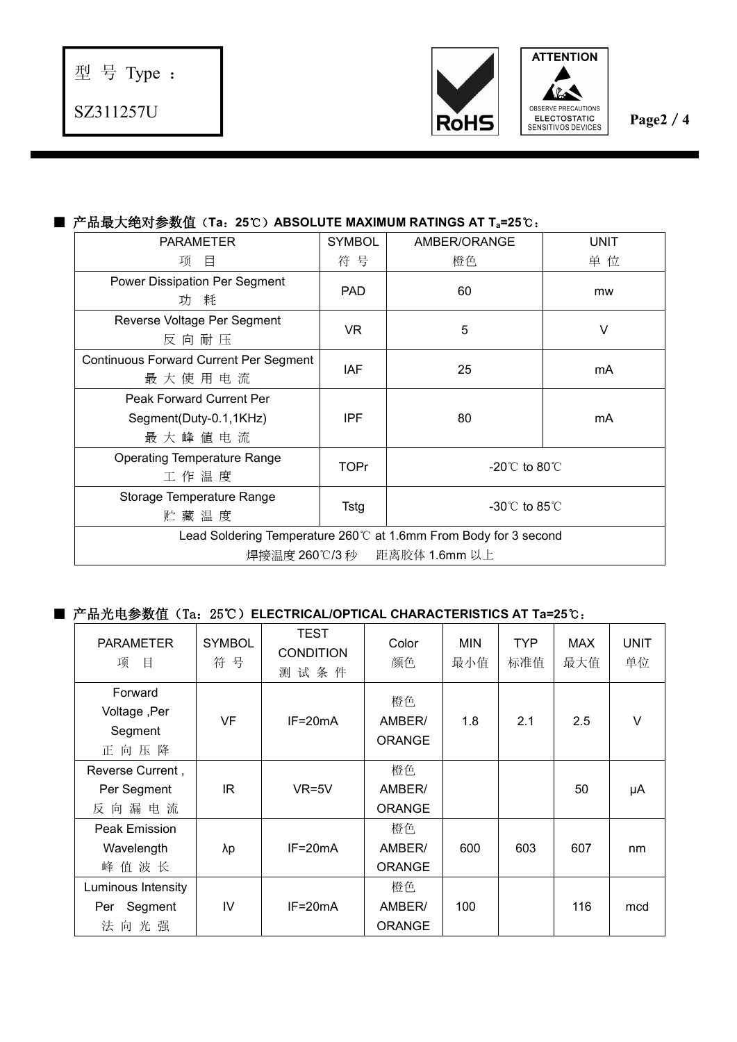型 号 Type ：

SZ311257U

■ 产品最大绝对参数值（Ta：25℃）**ABSOLUTE MAXIMUM RATINGS AT $T_a$=25℃：**

| PARAMETER<br>项 目 | SYMBOL<br>符 号 | AMBER/ORANGE<br>橙色 | UNIT<br>单 位 |
|---|---|---|---|
| Power Dissipation Per Segment<br>功 耗 | PAD | 60 | mw |
| Reverse Voltage Per Segment<br>反 向 耐 压 | VR | 5 | V |
| Continuous Forward Current Per Segment<br>最 大 使 用 电 流 | IAF | 25 | mA |
| Peak Forward Current Per Segment(Duty-0.1,1KHz)<br>最 大 峰 值 电 流 | IPF | 80 | mA |
| Operating Temperature Range<br>工 作 温 度 | TOPr | -20℃ to 80℃ | |
| Storage Temperature Range<br>贮 藏 温 度 | Tstg | -30℃ to 85℃ | |
| Lead Soldering Temperature 260℃ at 1.6mm From Body for 3 second<br>焊接温度 260℃/3 秒　距离胶体 1.6mm 以上 | | | |

■ 产品光电参数值（Ta：25℃）**ELECTRICAL/OPTICAL CHARACTERISTICS AT Ta=25℃：**

| PARAMETER<br>项 目 | SYMBOL<br>符 号 | TEST CONDITION<br>测 试 条 件 | Color<br>颜色 | MIN<br>最小值 | TYP<br>标准值 | MAX<br>最大值 | UNIT<br>单位 |
|---|---|---|---|---|---|---|---|
| Forward Voltage ,Per Segment<br>正 向 压 降 | VF | IF=20mA | 橙色<br>AMBER/ ORANGE | 1.8 | 2.1 | 2.5 | V |
| Reverse Current , Per Segment<br>反 向 漏 电 流 | IR | VR=5V | 橙色<br>AMBER/ ORANGE | | | 50 | μA |
| Peak Emission Wavelength<br>峰 值 波 长 | λp | IF=20mA | 橙色<br>AMBER/ ORANGE | 600 | 603 | 607 | nm |
| Luminous Intensity Per Segment<br>法 向 光 强 | IV | IF=20mA | 橙色<br>AMBER/ ORANGE | 100 | | 116 | mcd |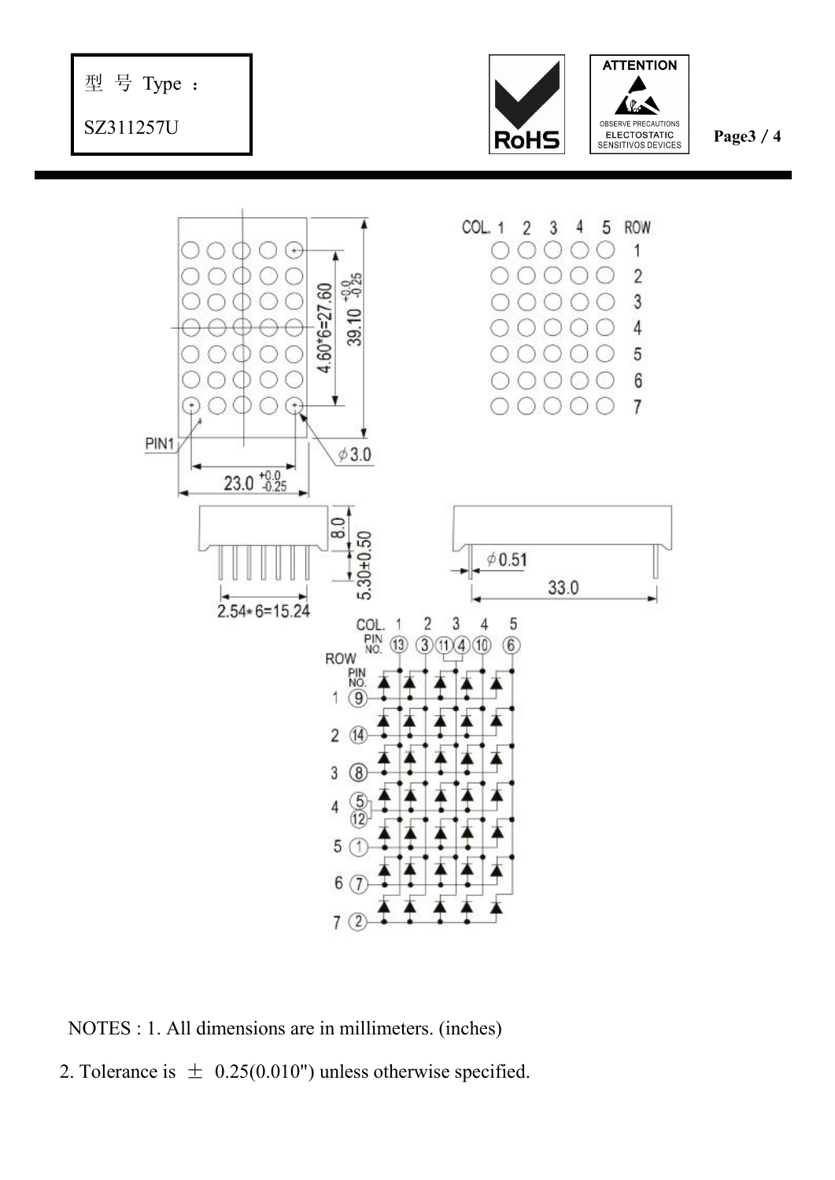型 号 Type ：

SZ311257U

COL. 1 2 3 4 5 ROW

1
2
3
4
5
6
7

4.60*6=27.60

39.10 +0.0 -0.25

PIN1

ϕ3.0

23.0 +0.0 -0.25

8.0

5.30±0.50

2.54*6=15.24

ϕ0.51

33.0

COL. 1 2 3 4 5

PIN NO. 13 3 11 4 10 6

ROW PIN NO.

1 9

2 14

3 8

4 5 12

5 1

6 7

7 2

NOTES : 1. All dimensions are in millimeters. (inches)

2. Tolerance is ± 0.25(0.010") unless otherwise specified.